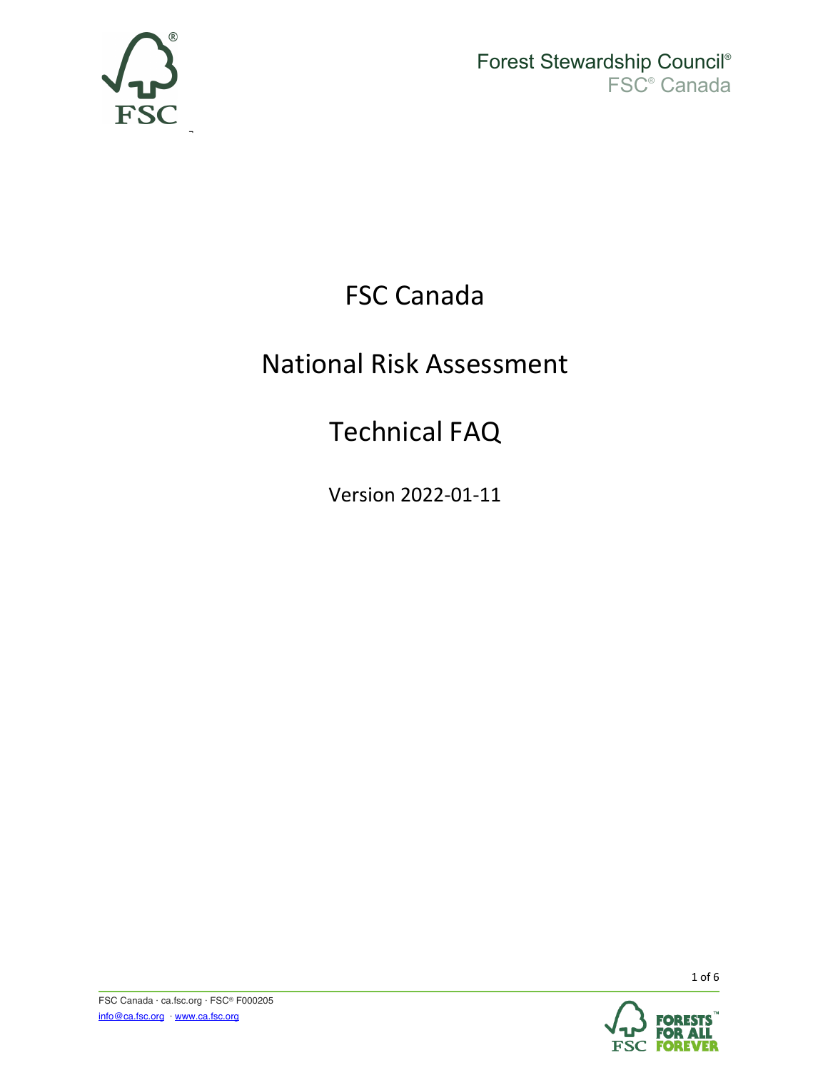Forest Stewardship Council®
FSC® Canada

# FSC Canada

# National Risk Assessment

# Technical FAQ

Version 2022-01-11

FSC Canada · ca.fsc.org · FSC® F000205
info@ca.fsc.org · www.ca.fsc.org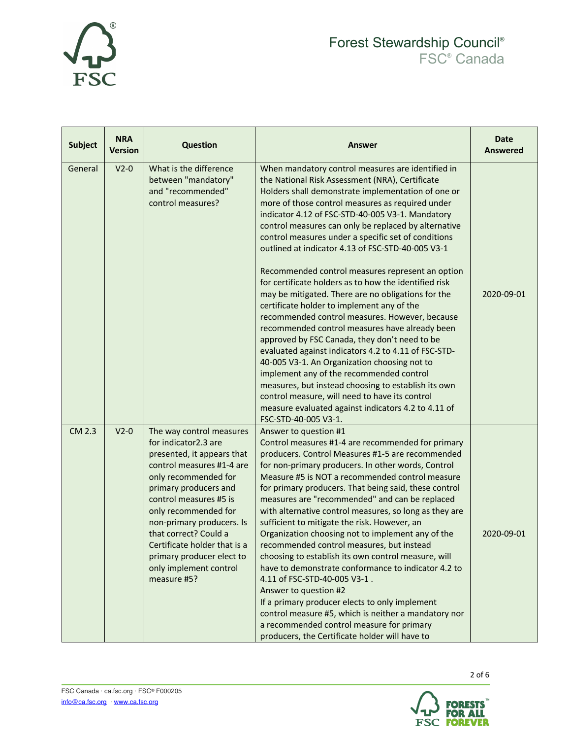| Subject | NRA Version | Question | Answer | Date Answered |
|---|---|---|---|---|
| General | V2-0 | What is the difference between "mandatory" and "recommended" control measures? | When mandatory control measures are identified in the National Risk Assessment (NRA), Certificate Holders shall demonstrate implementation of one or more of those control measures as required under indicator 4.12 of FSC-STD-40-005 V3-1. Mandatory control measures can only be replaced by alternative control measures under a specific set of conditions outlined at indicator 4.13 of FSC-STD-40-005 V3-1<br><br>Recommended control measures represent an option for certificate holders as to how the identified risk may be mitigated. There are no obligations for the certificate holder to implement any of the recommended control measures. However, because recommended control measures have already been approved by FSC Canada, they don't need to be evaluated against indicators 4.2 to 4.11 of FSC-STD-40-005 V3-1. An Organization choosing not to implement any of the recommended control measures, but instead choosing to establish its own control measure, will need to have its control measure evaluated against indicators 4.2 to 4.11 of FSC-STD-40-005 V3-1. | 2020-09-01 |
| CM 2.3 | V2-0 | The way control measures for indicator2.3 are presented, it appears that control measures #1-4 are only recommended for primary producers and control measures #5 is only recommended for non-primary producers. Is that correct? Could a Certificate holder that is a primary producer elect to only implement control measure #5? | Answer to question #1<br>Control measures #1-4 are recommended for primary producers. Control Measures #1-5 are recommended for non-primary producers. In other words, Control Measure #5 is NOT a recommended control measure for primary producers. That being said, these control measures are "recommended" and can be replaced with alternative control measures, so long as they are sufficient to mitigate the risk. However, an Organization choosing not to implement any of the recommended control measures, but instead choosing to establish its own control measure, will have to demonstrate conformance to indicator 4.2 to 4.11 of FSC-STD-40-005 V3-1 .<br>Answer to question #2<br>If a primary producer elects to only implement control measure #5, which is neither a mandatory nor a recommended control measure for primary producers, the Certificate holder will have to | 2020-09-01 |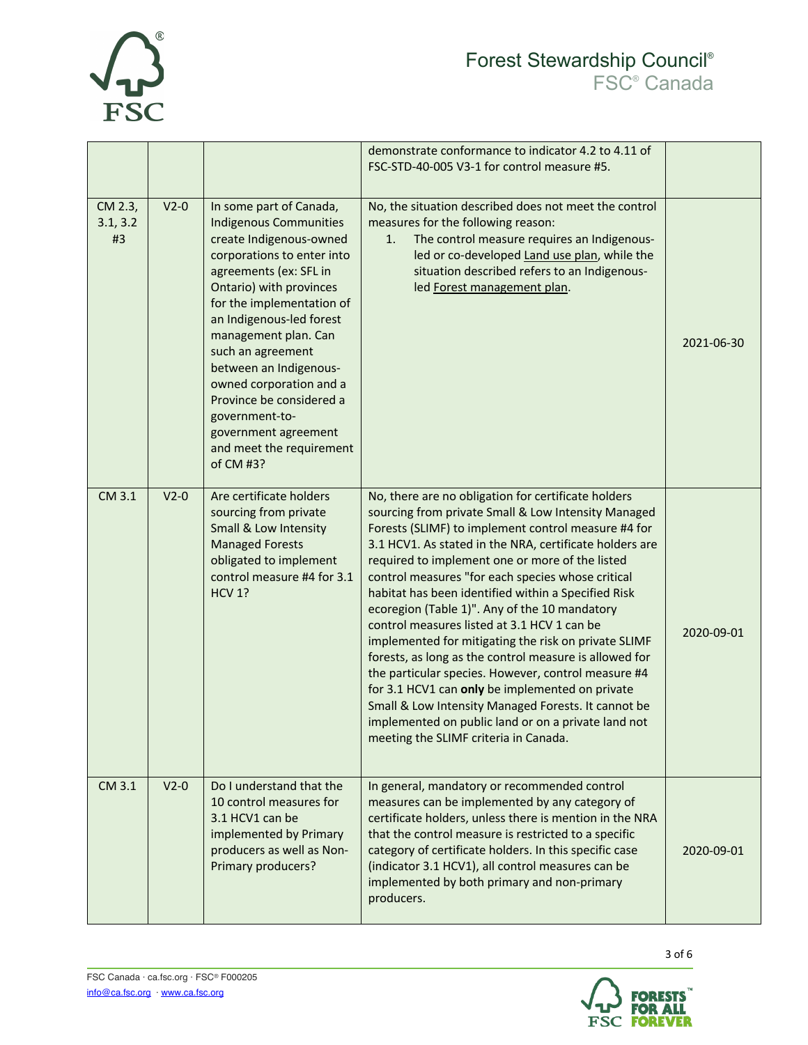|  |  |  | demonstrate conformance to indicator 4.2 to 4.11 of FSC-STD-40-005 V3-1 for control measure #5. |  |
|---|---|---|---|---|
| CM 2.3, 3.1, 3.2 #3 | V2-0 | In some part of Canada, Indigenous Communities create Indigenous-owned corporations to enter into agreements (ex: SFL in Ontario) with provinces for the implementation of an Indigenous-led forest management plan. Can such an agreement between an Indigenous-owned corporation and a Province be considered a government-to-government agreement and meet the requirement of CM #3? | No, the situation described does not meet the control measures for the following reason:<br>1. The control measure requires an Indigenous-led or co-developed Land use plan, while the situation described refers to an Indigenous-led Forest management plan. | 2021-06-30 |
| CM 3.1 | V2-0 | Are certificate holders sourcing from private Small & Low Intensity Managed Forests obligated to implement control measure #4 for 3.1 HCV 1? | No, there are no obligation for certificate holders sourcing from private Small & Low Intensity Managed Forests (SLIMF) to implement control measure #4 for 3.1 HCV1. As stated in the NRA, certificate holders are required to implement one or more of the listed control measures "for each species whose critical habitat has been identified within a Specified Risk ecoregion (Table 1)". Any of the 10 mandatory control measures listed at 3.1 HCV 1 can be implemented for mitigating the risk on private SLIMF forests, as long as the control measure is allowed for the particular species. However, control measure #4 for 3.1 HCV1 can **only** be implemented on private Small & Low Intensity Managed Forests. It cannot be implemented on public land or on a private land not meeting the SLIMF criteria in Canada. | 2020-09-01 |
| CM 3.1 | V2-0 | Do I understand that the 10 control measures for 3.1 HCV1 can be implemented by Primary producers as well as Non-Primary producers? | In general, mandatory or recommended control measures can be implemented by any category of certificate holders, unless there is mention in the NRA that the control measure is restricted to a specific category of certificate holders. In this specific case (indicator 3.1 HCV1), all control measures can be implemented by both primary and non-primary producers. | 2020-09-01 |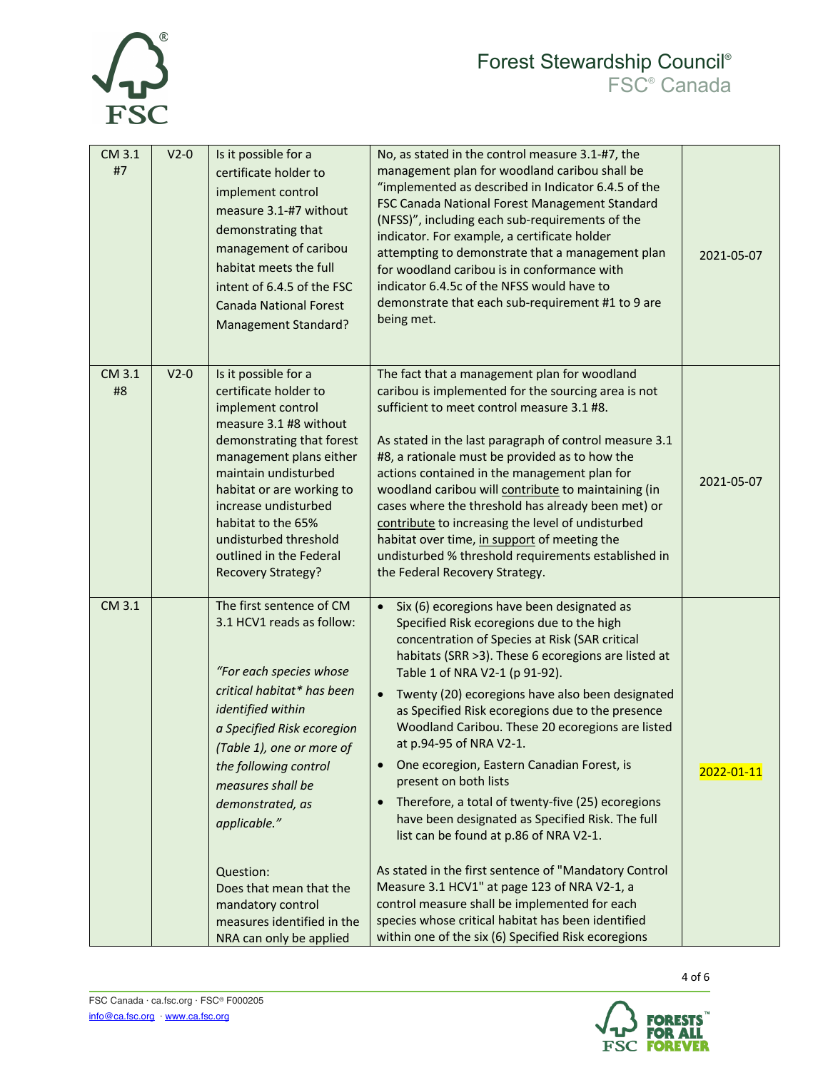| CM 3.1 #7 | V2-0 | Is it possible for a certificate holder to implement control measure 3.1-#7 without demonstrating that management of caribou habitat meets the full intent of 6.4.5 of the FSC Canada National Forest Management Standard? | No, as stated in the control measure 3.1-#7, the management plan for woodland caribou shall be "implemented as described in Indicator 6.4.5 of the FSC Canada National Forest Management Standard (NFSS)", including each sub-requirements of the indicator. For example, a certificate holder attempting to demonstrate that a management plan for woodland caribou is in conformance with indicator 6.4.5c of the NFSS would have to demonstrate that each sub-requirement #1 to 9 are being met. | 2021-05-07 |
|---|---|---|---|---|
| CM 3.1 #8 | V2-0 | Is it possible for a certificate holder to implement control measure 3.1 #8 without demonstrating that forest management plans either maintain undisturbed habitat or are working to increase undisturbed habitat to the 65% undisturbed threshold outlined in the Federal Recovery Strategy? | The fact that a management plan for woodland caribou is implemented for the sourcing area is not sufficient to meet control measure 3.1 #8.<br><br>As stated in the last paragraph of control measure 3.1 #8, a rationale must be provided as to how the actions contained in the management plan for woodland caribou will <u>contribute</u> to maintaining (in cases where the threshold has already been met) or <u>contribute</u> to increasing the level of undisturbed habitat over time, <u>in support</u> of meeting the undisturbed % threshold requirements established in the Federal Recovery Strategy. | 2021-05-07 |
| CM 3.1 | | The first sentence of CM 3.1 HCV1 reads as follow:<br><br>*"For each species whose critical habitat\* has been identified within a Specified Risk ecoregion (Table 1), one or more of the following control measures shall be demonstrated, as applicable."*<br><br>Question:<br>Does that mean that the mandatory control measures identified in the NRA can only be applied | • Six (6) ecoregions have been designated as Specified Risk ecoregions due to the high concentration of Species at Risk (SAR critical habitats (SRR >3). These 6 ecoregions are listed at Table 1 of NRA V2-1 (p 91-92).<br>• Twenty (20) ecoregions have also been designated as Specified Risk ecoregions due to the presence Woodland Caribou. These 20 ecoregions are listed at p.94-95 of NRA V2-1.<br>• One ecoregion, Eastern Canadian Forest, is present on both lists<br>• Therefore, a total of twenty-five (25) ecoregions have been designated as Specified Risk. The full list can be found at p.86 of NRA V2-1.<br><br>As stated in the first sentence of "Mandatory Control Measure 3.1 HCV1" at page 123 of NRA V2-1, a control measure shall be implemented for each species whose critical habitat has been identified within one of the six (6) Specified Risk ecoregions | 2022-01-11 |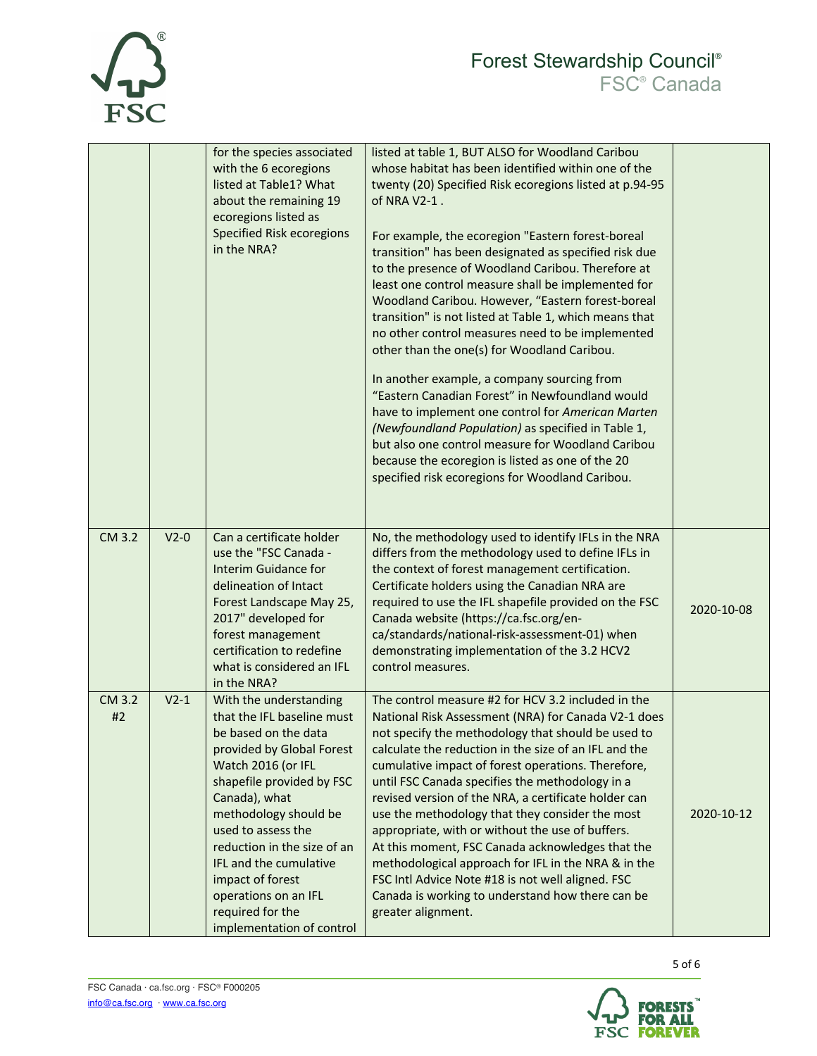| | | | | |
|---|---|---|---|---|
| | | for the species associated with the 6 ecoregions listed at Table1? What about the remaining 19 ecoregions listed as Specified Risk ecoregions in the NRA? | listed at table 1, BUT ALSO for Woodland Caribou whose habitat has been identified within one of the twenty (20) Specified Risk ecoregions listed at p.94-95 of NRA V2-1 .<br><br>For example, the ecoregion "Eastern forest-boreal transition" has been designated as specified risk due to the presence of Woodland Caribou. Therefore at least one control measure shall be implemented for Woodland Caribou. However, "Eastern forest-boreal transition" is not listed at Table 1, which means that no other control measures need to be implemented other than the one(s) for Woodland Caribou.<br><br>In another example, a company sourcing from "Eastern Canadian Forest" in Newfoundland would have to implement one control for *American Marten (Newfoundland Population)* as specified in Table 1, but also one control measure for Woodland Caribou because the ecoregion is listed as one of the 20 specified risk ecoregions for Woodland Caribou. | |
| CM 3.2 | V2-0 | Can a certificate holder use the "FSC Canada - Interim Guidance for delineation of Intact Forest Landscape May 25, 2017" developed for forest management certification to redefine what is considered an IFL in the NRA? | No, the methodology used to identify IFLs in the NRA differs from the methodology used to define IFLs in the context of forest management certification. Certificate holders using the Canadian NRA are required to use the IFL shapefile provided on the FSC Canada website (https://ca.fsc.org/en-ca/standards/national-risk-assessment-01) when demonstrating implementation of the 3.2 HCV2 control measures. | 2020-10-08 |
| CM 3.2 #2 | V2-1 | With the understanding that the IFL baseline must be based on the data provided by Global Forest Watch 2016 (or IFL shapefile provided by FSC Canada), what methodology should be used to assess the reduction in the size of an IFL and the cumulative impact of forest operations on an IFL required for the implementation of control | The control measure #2 for HCV 3.2 included in the National Risk Assessment (NRA) for Canada V2-1 does not specify the methodology that should be used to calculate the reduction in the size of an IFL and the cumulative impact of forest operations. Therefore, until FSC Canada specifies the methodology in a revised version of the NRA, a certificate holder can use the methodology that they consider the most appropriate, with or without the use of buffers.<br>At this moment, FSC Canada acknowledges that the methodological approach for IFL in the NRA & in the FSC Intl Advice Note #18 is not well aligned. FSC Canada is working to understand how there can be greater alignment. | 2020-10-12 |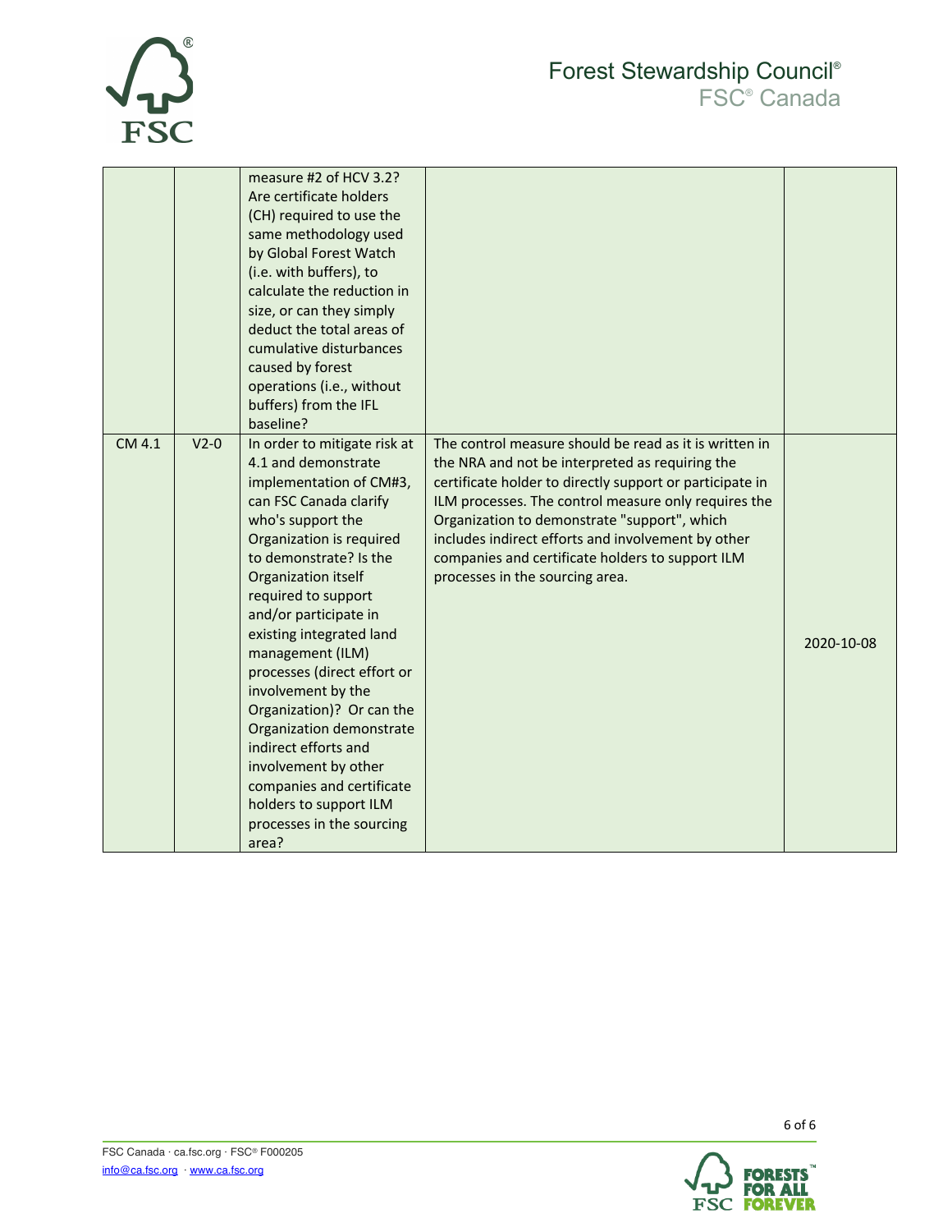| | | | | |
|---|---|---|---|---|
| | | measure #2 of HCV 3.2? Are certificate holders (CH) required to use the same methodology used by Global Forest Watch (i.e. with buffers), to calculate the reduction in size, or can they simply deduct the total areas of cumulative disturbances caused by forest operations (i.e., without buffers) from the IFL baseline? | | |
| CM 4.1 | V2-0 | In order to mitigate risk at 4.1 and demonstrate implementation of CM#3, can FSC Canada clarify who's support the Organization is required to demonstrate? Is the Organization itself required to support and/or participate in existing integrated land management (ILM) processes (direct effort or involvement by the Organization)? Or can the Organization demonstrate indirect efforts and involvement by other companies and certificate holders to support ILM processes in the sourcing area? | The control measure should be read as it is written in the NRA and not be interpreted as requiring the certificate holder to directly support or participate in ILM processes. The control measure only requires the Organization to demonstrate "support", which includes indirect efforts and involvement by other companies and certificate holders to support ILM processes in the sourcing area. | 2020-10-08 |